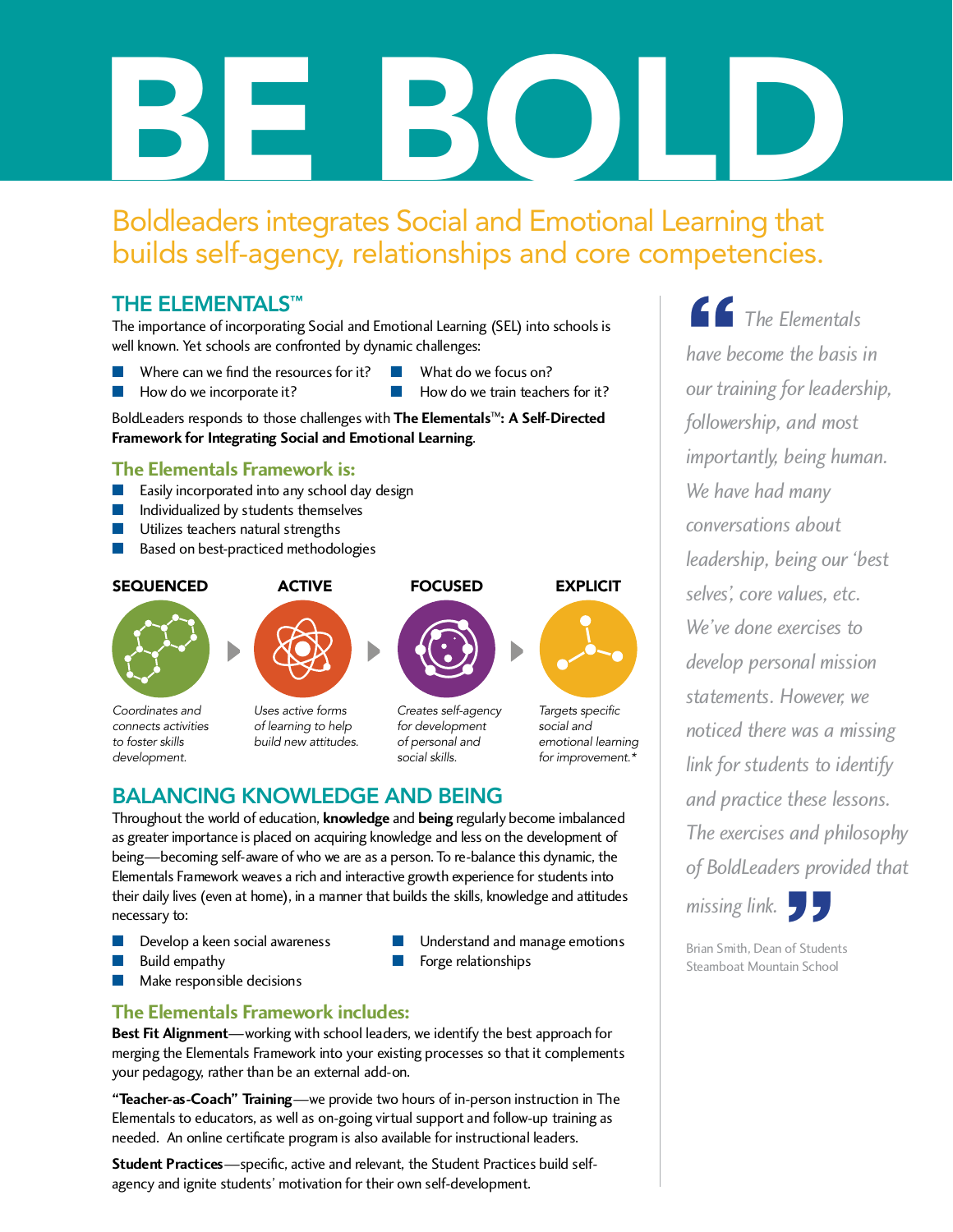# BE BOLD

## Boldleaders integrates Social and Emotional Learning that builds self-agency, relationships and core competencies.

## THE ELEMENTALS™

The importance of incorporating Social and Emotional Learning (SEL) into schools is well known. Yet schools are confronted by dynamic challenges:

- Where can we find the resources for it?
- How do we incorporate it?
- What do we focus on?
- How do we train teachers for it?

BoldLeaders responds to those challenges with **The Elementals™: A Self-Directed Framework for Integrating Social and Emotional Learning**.

### The Elementals Framework is:

- Easily incorporated into any school day design
- Individualized by students themselves
- Utilizes teachers natural strengths
- Based on best-practiced methodologies

**SEQUENCED**

*Coordinates and connects activities to foster skills development.*

**ACTIVE**

*Uses active forms of learning to help build new attitudes.*

**FOCUSED**

*Creates self-agency for development of personal and social skills.*

**EXPLICIT**

*Targets specific social and emotional learning for improvement.**

## BALANCING KNOWLEDGE AND BEING

Throughout the world of education, **knowledge** and **being** regularly become imbalanced as greater importance is placed on acquiring knowledge and less on the development of being—becoming self-aware of who we are as a person. To re-balance this dynamic, the Elementals Framework weaves a rich and interactive growth experience for students into their daily lives (even at home), in a manner that builds the skills, knowledge and attitudes necessary to:

- Develop a keen social awareness
- Build empathy
- Make responsible decisions
- Understand and manage emotions
- Forge relationships

### The Elementals Framework includes:

**Best Fit Alignment**—working with school leaders, we identify the best approach for merging the Elementals Framework into your existing processes so that it complements your pedagogy, rather than be an external add-on.

**"Teacher-as-Coach" Training**—we provide two hours of in-person instruction in The Elementals to educators, as well as on-going virtual support and follow-up training as needed. An online certificate program is also available for instructional leaders.

**Student Practices**—specific, active and relevant, the Student Practices build self-agency and ignite students' motivation for their own self-development.

> *"The Elementals have become the basis in our training for leadership, followership, and most importantly, being human. We have had many conversations about leadership, being our 'best selves', core values, etc. We've done exercises to develop personal mission statements. However, we noticed there was a missing link for students to identify and practice these lessons. The exercises and philosophy of BoldLeaders provided that missing link."*
>
> Brian Smith, Dean of Students
> Steamboat Mountain School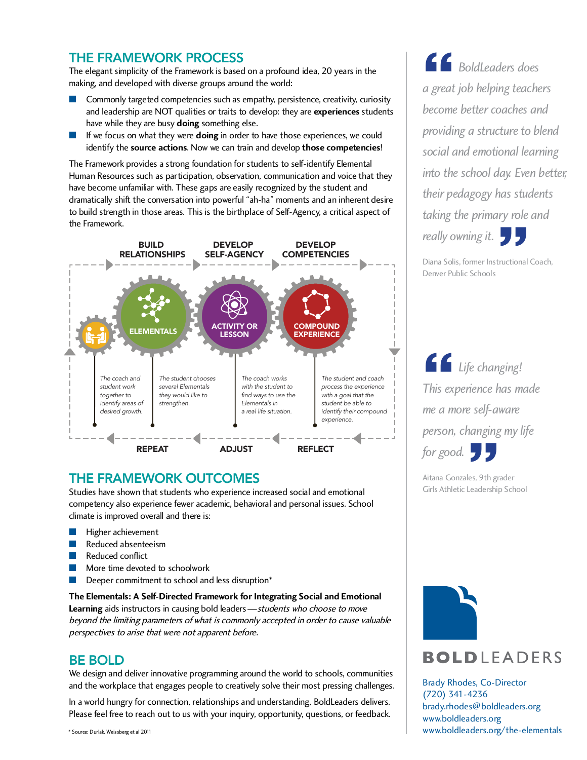## THE FRAMEWORK PROCESS

The elegant simplicity of the Framework is based on a profound idea, 20 years in the making, and developed with diverse groups around the world:

- Commonly targeted competencies such as empathy, persistence, creativity, curiosity and leadership are NOT qualities or traits to develop: they are **experiences** students have while they are busy **doing** something else.
- If we focus on what they were **doing** in order to have those experiences, we could identify the **source actions**. Now we can train and develop **those competencies**!

The Framework provides a strong foundation for students to self-identify Elemental Human Resources such as participation, observation, communication and voice that they have become unfamiliar with. These gaps are easily recognized by the student and dramatically shift the conversation into powerful "ah-ha" moments and an inherent desire to build strength in those areas. This is the birthplace of Self-Agency, a critical aspect of the Framework.

BUILD RELATIONSHIPS
DEVELOP SELF-AGENCY
DEVELOP COMPETENCIES

ELEMENTALS
ACTIVITY OR LESSON
COMPOUND EXPERIENCE

*The coach and student work together to identify areas of desired growth.*

*The student chooses several Elementals they would like to strengthen.*

*The coach works with the student to find ways to use the Elementals in a real life situation.*

*The student and coach process the experience with a goal that the student be able to identify their compound experience.*

REPEAT
ADJUST
REFLECT

## THE FRAMEWORK OUTCOMES

Studies have shown that students who experience increased social and emotional competency also experience fewer academic, behavioral and personal issues. School climate is improved overall and there is:

- Higher achievement
- Reduced absenteeism
- Reduced conflict
- More time devoted to schoolwork
- Deeper commitment to school and less disruption*

**The Elementals: A Self-Directed Framework for Integrating Social and Emotional Learning** aids instructors in causing bold leaders—*students who choose to move beyond the limiting parameters of what is commonly accepted in order to cause valuable perspectives to arise that were not apparent before.*

## BE BOLD

We design and deliver innovative programming around the world to schools, communities and the workplace that engages people to creatively solve their most pressing challenges.

In a world hungry for connection, relationships and understanding, BoldLeaders delivers. Please feel free to reach out to us with your inquiry, opportunity, questions, or feedback.

* Source: Durlak, Weissberg et al 2011

> *"BoldLeaders does a great job helping teachers become better coaches and providing a structure to blend social and emotional learning into the school day. Even better, their pedagogy has students taking the primary role and really owning it."*
>
> Diana Solis, former Instructional Coach, Denver Public Schools

> *"Life changing! This experience has made me a more self-aware person, changing my life for good."*
>
> Aitana Gonzales, 9th grader
> Girls Athletic Leadership School

**BOLD**LEADERS

Brady Rhodes, Co-Director
(720) 341-4236
brady.rhodes@boldleaders.org
www.boldleaders.org
www.boldleaders.org/the-elementals